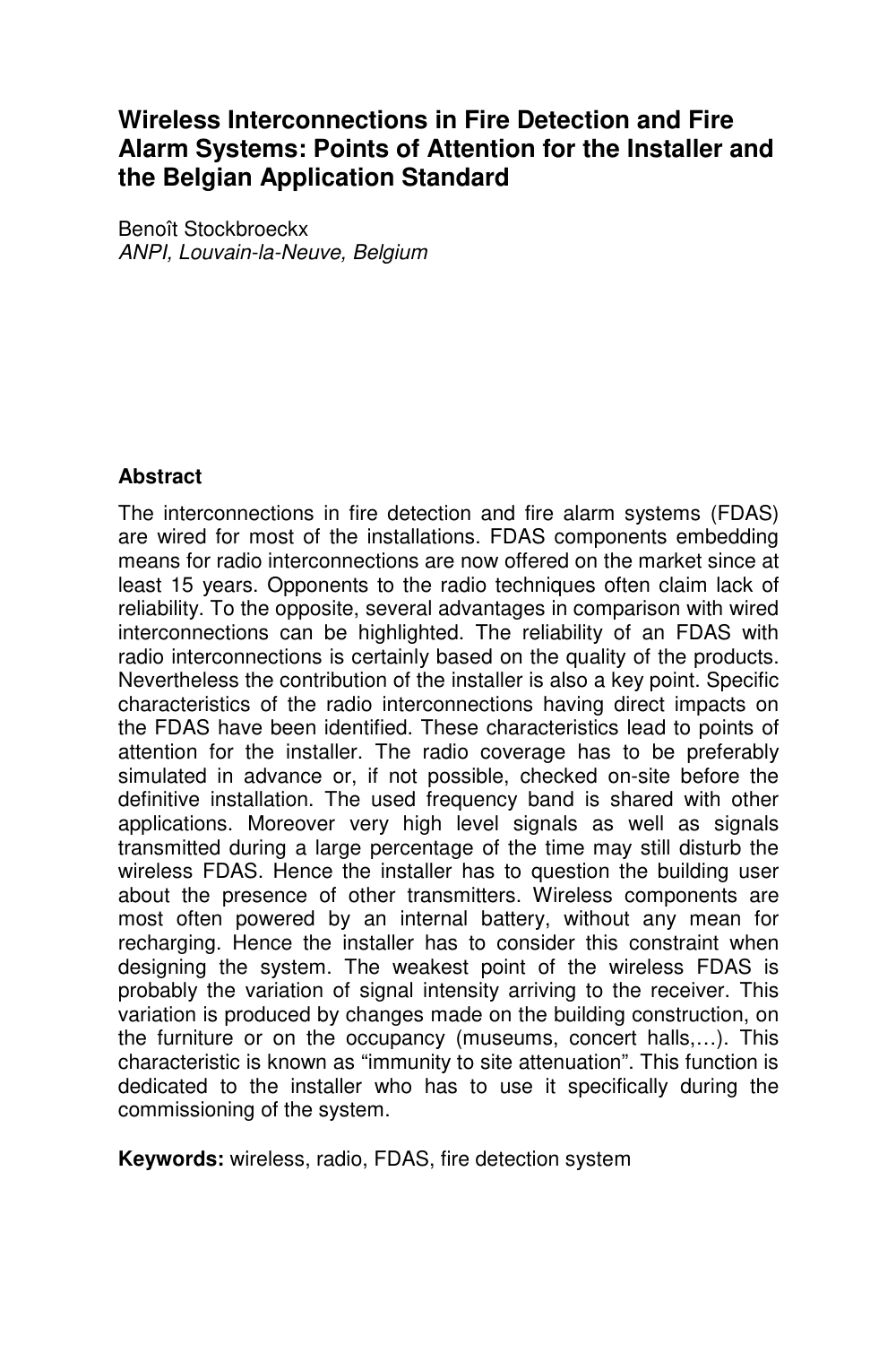# Wireless Interconnections in Fire Detection and Fire Alarm Systems: Points of Attention for the Installer and the Belgian Application Standard

Benoît Stockbroeckx
*ANPI, Louvain-la-Neuve, Belgium*

## Abstract

The interconnections in fire detection and fire alarm systems (FDAS) are wired for most of the installations. FDAS components embedding means for radio interconnections are now offered on the market since at least 15 years. Opponents to the radio techniques often claim lack of reliability. To the opposite, several advantages in comparison with wired interconnections can be highlighted. The reliability of an FDAS with radio interconnections is certainly based on the quality of the products. Nevertheless the contribution of the installer is also a key point. Specific characteristics of the radio interconnections having direct impacts on the FDAS have been identified. These characteristics lead to points of attention for the installer. The radio coverage has to be preferably simulated in advance or, if not possible, checked on-site before the definitive installation. The used frequency band is shared with other applications. Moreover very high level signals as well as signals transmitted during a large percentage of the time may still disturb the wireless FDAS. Hence the installer has to question the building user about the presence of other transmitters. Wireless components are most often powered by an internal battery, without any mean for recharging. Hence the installer has to consider this constraint when designing the system. The weakest point of the wireless FDAS is probably the variation of signal intensity arriving to the receiver. This variation is produced by changes made on the building construction, on the furniture or on the occupancy (museums, concert halls,…). This characteristic is known as "immunity to site attenuation". This function is dedicated to the installer who has to use it specifically during the commissioning of the system.

**Keywords:** wireless, radio, FDAS, fire detection system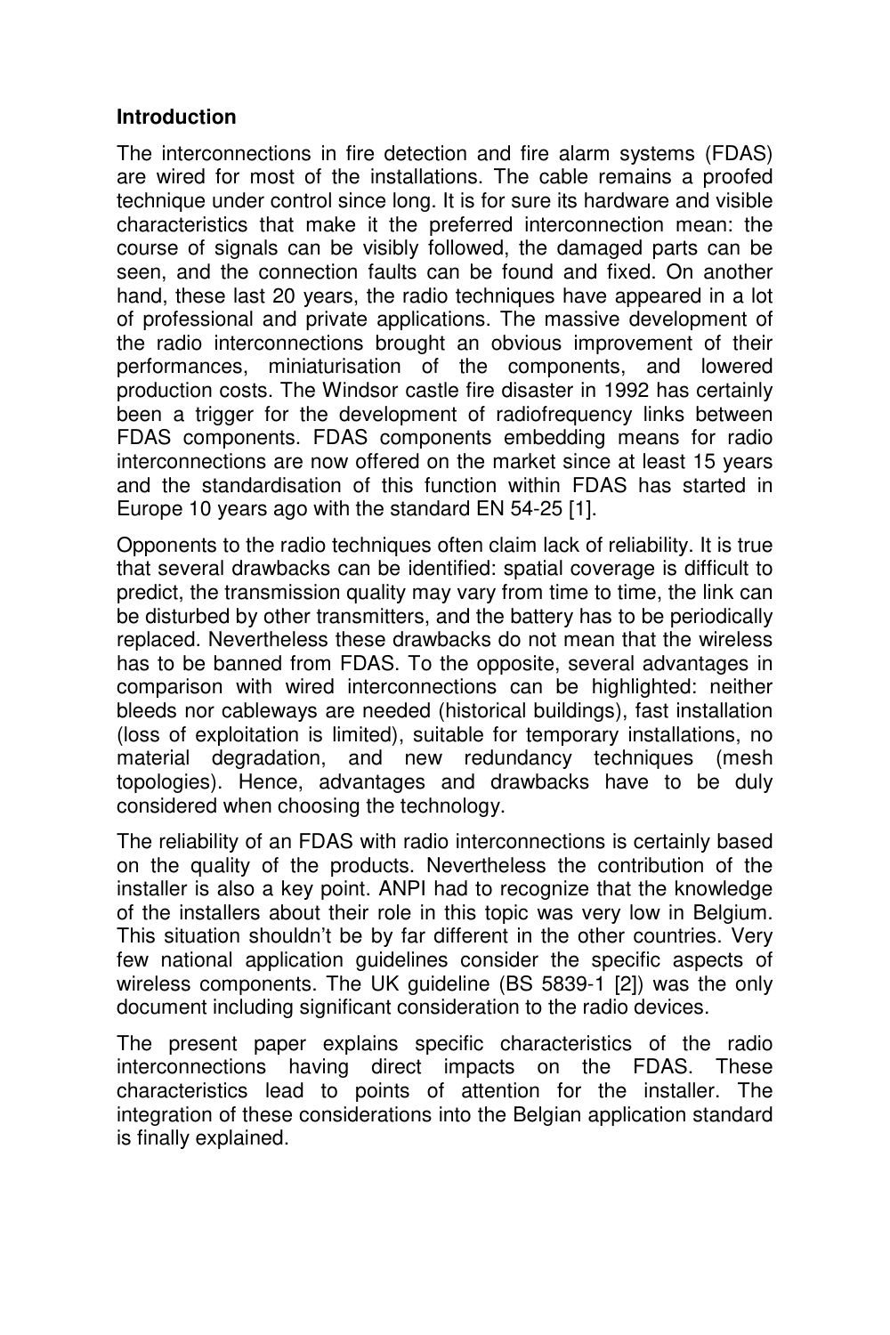## Introduction

The interconnections in fire detection and fire alarm systems (FDAS) are wired for most of the installations. The cable remains a proofed technique under control since long. It is for sure its hardware and visible characteristics that make it the preferred interconnection mean: the course of signals can be visibly followed, the damaged parts can be seen, and the connection faults can be found and fixed. On another hand, these last 20 years, the radio techniques have appeared in a lot of professional and private applications. The massive development of the radio interconnections brought an obvious improvement of their performances, miniaturisation of the components, and lowered production costs. The Windsor castle fire disaster in 1992 has certainly been a trigger for the development of radiofrequency links between FDAS components. FDAS components embedding means for radio interconnections are now offered on the market since at least 15 years and the standardisation of this function within FDAS has started in Europe 10 years ago with the standard EN 54-25 [1].

Opponents to the radio techniques often claim lack of reliability. It is true that several drawbacks can be identified: spatial coverage is difficult to predict, the transmission quality may vary from time to time, the link can be disturbed by other transmitters, and the battery has to be periodically replaced. Nevertheless these drawbacks do not mean that the wireless has to be banned from FDAS. To the opposite, several advantages in comparison with wired interconnections can be highlighted: neither bleeds nor cableways are needed (historical buildings), fast installation (loss of exploitation is limited), suitable for temporary installations, no material degradation, and new redundancy techniques (mesh topologies). Hence, advantages and drawbacks have to be duly considered when choosing the technology.

The reliability of an FDAS with radio interconnections is certainly based on the quality of the products. Nevertheless the contribution of the installer is also a key point. ANPI had to recognize that the knowledge of the installers about their role in this topic was very low in Belgium. This situation shouldn't be by far different in the other countries. Very few national application guidelines consider the specific aspects of wireless components. The UK guideline (BS 5839-1 [2]) was the only document including significant consideration to the radio devices.

The present paper explains specific characteristics of the radio interconnections having direct impacts on the FDAS. These characteristics lead to points of attention for the installer. The integration of these considerations into the Belgian application standard is finally explained.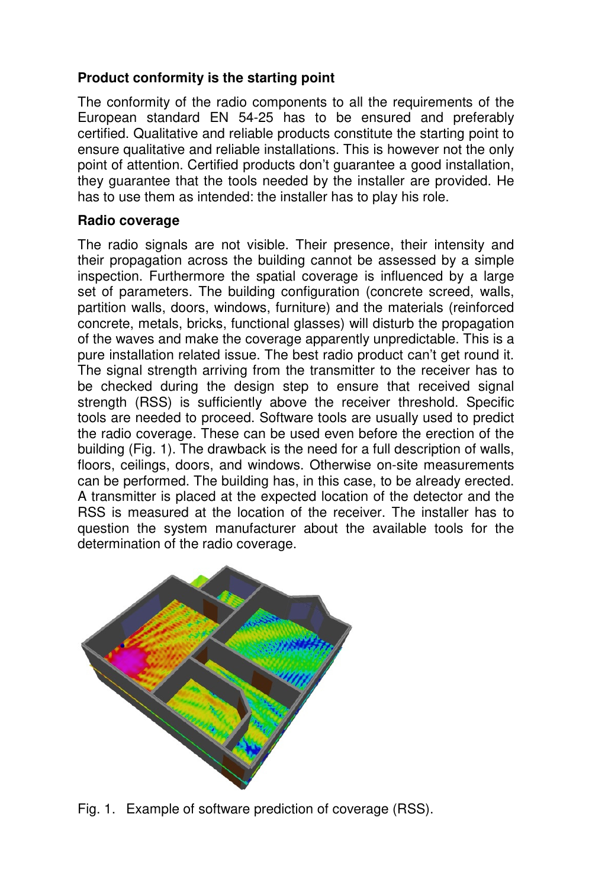**Product conformity is the starting point**

The conformity of the radio components to all the requirements of the European standard EN 54-25 has to be ensured and preferably certified. Qualitative and reliable products constitute the starting point to ensure qualitative and reliable installations. This is however not the only point of attention. Certified products don't guarantee a good installation, they guarantee that the tools needed by the installer are provided. He has to use them as intended: the installer has to play his role.

**Radio coverage**

The radio signals are not visible. Their presence, their intensity and their propagation across the building cannot be assessed by a simple inspection. Furthermore the spatial coverage is influenced by a large set of parameters. The building configuration (concrete screed, walls, partition walls, doors, windows, furniture) and the materials (reinforced concrete, metals, bricks, functional glasses) will disturb the propagation of the waves and make the coverage apparently unpredictable. This is a pure installation related issue. The best radio product can't get round it. The signal strength arriving from the transmitter to the receiver has to be checked during the design step to ensure that received signal strength (RSS) is sufficiently above the receiver threshold. Specific tools are needed to proceed. Software tools are usually used to predict the radio coverage. These can be used even before the erection of the building (Fig. 1). The drawback is the need for a full description of walls, floors, ceilings, doors, and windows. Otherwise on-site measurements can be performed. The building has, in this case, to be already erected. A transmitter is placed at the expected location of the detector and the RSS is measured at the location of the receiver. The installer has to question the system manufacturer about the available tools for the determination of the radio coverage.

Fig. 1. Example of software prediction of coverage (RSS).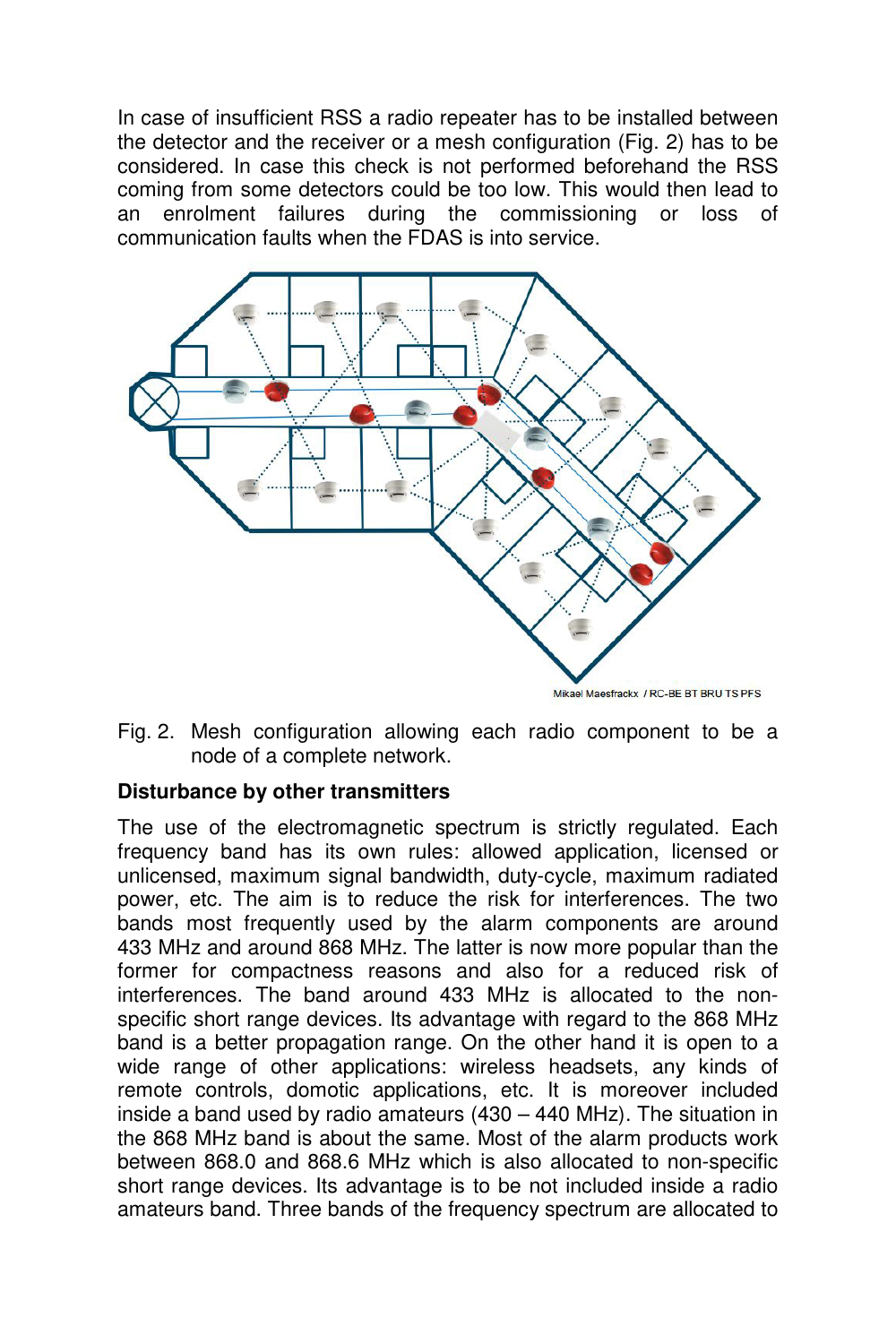In case of insufficient RSS a radio repeater has to be installed between the detector and the receiver or a mesh configuration (Fig. 2) has to be considered. In case this check is not performed beforehand the RSS coming from some detectors could be too low. This would then lead to an enrolment failures during the commissioning or loss of communication faults when the FDAS is into service.

Mikael Maesfrackx / RC-BE BT BRU TS PFS

Fig. 2. Mesh configuration allowing each radio component to be a node of a complete network.

**Disturbance by other transmitters**

The use of the electromagnetic spectrum is strictly regulated. Each frequency band has its own rules: allowed application, licensed or unlicensed, maximum signal bandwidth, duty-cycle, maximum radiated power, etc. The aim is to reduce the risk for interferences. The two bands most frequently used by the alarm components are around 433 MHz and around 868 MHz. The latter is now more popular than the former for compactness reasons and also for a reduced risk of interferences. The band around 433 MHz is allocated to the non-specific short range devices. Its advantage with regard to the 868 MHz band is a better propagation range. On the other hand it is open to a wide range of other applications: wireless headsets, any kinds of remote controls, domotic applications, etc. It is moreover included inside a band used by radio amateurs (430 – 440 MHz). The situation in the 868 MHz band is about the same. Most of the alarm products work between 868.0 and 868.6 MHz which is also allocated to non-specific short range devices. Its advantage is to be not included inside a radio amateurs band. Three bands of the frequency spectrum are allocated to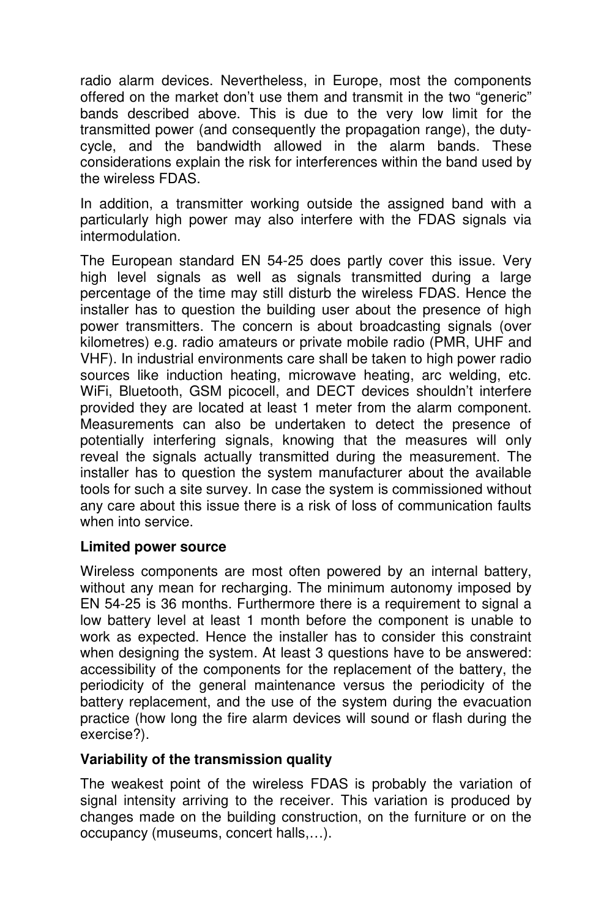radio alarm devices. Nevertheless, in Europe, most the components offered on the market don't use them and transmit in the two "generic" bands described above. This is due to the very low limit for the transmitted power (and consequently the propagation range), the duty-cycle, and the bandwidth allowed in the alarm bands. These considerations explain the risk for interferences within the band used by the wireless FDAS.

In addition, a transmitter working outside the assigned band with a particularly high power may also interfere with the FDAS signals via intermodulation.

The European standard EN 54-25 does partly cover this issue. Very high level signals as well as signals transmitted during a large percentage of the time may still disturb the wireless FDAS. Hence the installer has to question the building user about the presence of high power transmitters. The concern is about broadcasting signals (over kilometres) e.g. radio amateurs or private mobile radio (PMR, UHF and VHF). In industrial environments care shall be taken to high power radio sources like induction heating, microwave heating, arc welding, etc. WiFi, Bluetooth, GSM picocell, and DECT devices shouldn't interfere provided they are located at least 1 meter from the alarm component. Measurements can also be undertaken to detect the presence of potentially interfering signals, knowing that the measures will only reveal the signals actually transmitted during the measurement. The installer has to question the system manufacturer about the available tools for such a site survey. In case the system is commissioned without any care about this issue there is a risk of loss of communication faults when into service.

**Limited power source**

Wireless components are most often powered by an internal battery, without any mean for recharging. The minimum autonomy imposed by EN 54-25 is 36 months. Furthermore there is a requirement to signal a low battery level at least 1 month before the component is unable to work as expected. Hence the installer has to consider this constraint when designing the system. At least 3 questions have to be answered: accessibility of the components for the replacement of the battery, the periodicity of the general maintenance versus the periodicity of the battery replacement, and the use of the system during the evacuation practice (how long the fire alarm devices will sound or flash during the exercise?).

**Variability of the transmission quality**

The weakest point of the wireless FDAS is probably the variation of signal intensity arriving to the receiver. This variation is produced by changes made on the building construction, on the furniture or on the occupancy (museums, concert halls,…).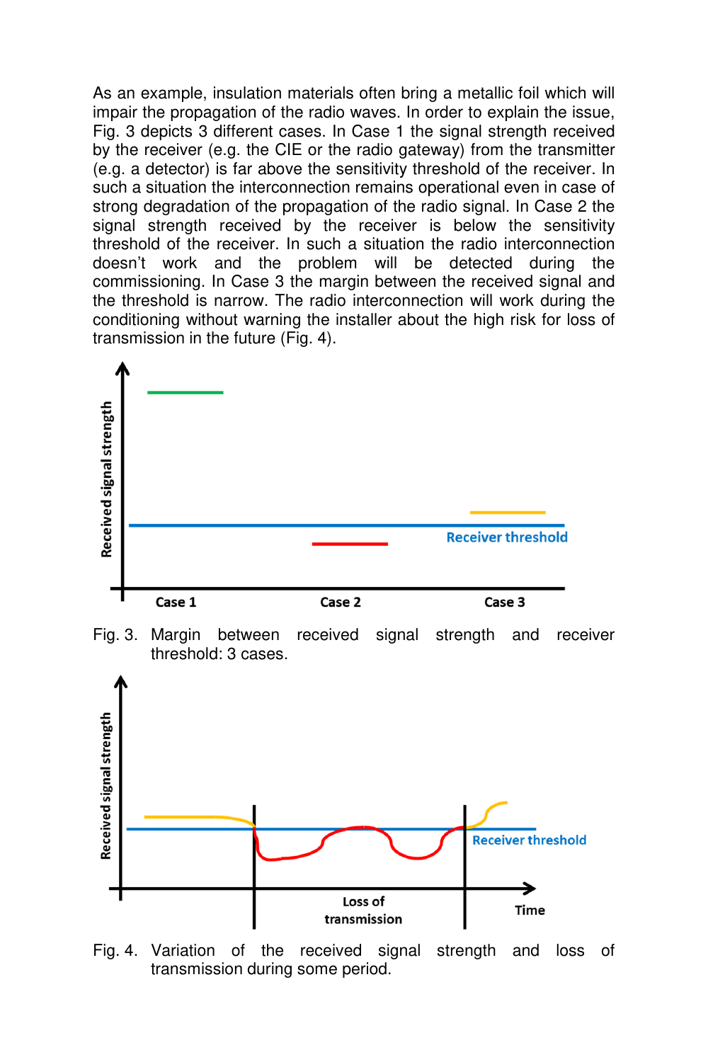As an example, insulation materials often bring a metallic foil which will impair the propagation of the radio waves. In order to explain the issue, Fig. 3 depicts 3 different cases. In Case 1 the signal strength received by the receiver (e.g. the CIE or the radio gateway) from the transmitter (e.g. a detector) is far above the sensitivity threshold of the receiver. In such a situation the interconnection remains operational even in case of strong degradation of the propagation of the radio signal. In Case 2 the signal strength received by the receiver is below the sensitivity threshold of the receiver. In such a situation the radio interconnection doesn't work and the problem will be detected during the commissioning. In Case 3 the margin between the received signal and the threshold is narrow. The radio interconnection will work during the conditioning without warning the installer about the high risk for loss of transmission in the future (Fig. 4).

Fig. 3. Margin between received signal strength and receiver threshold: 3 cases.

Fig. 4. Variation of the received signal strength and loss of transmission during some period.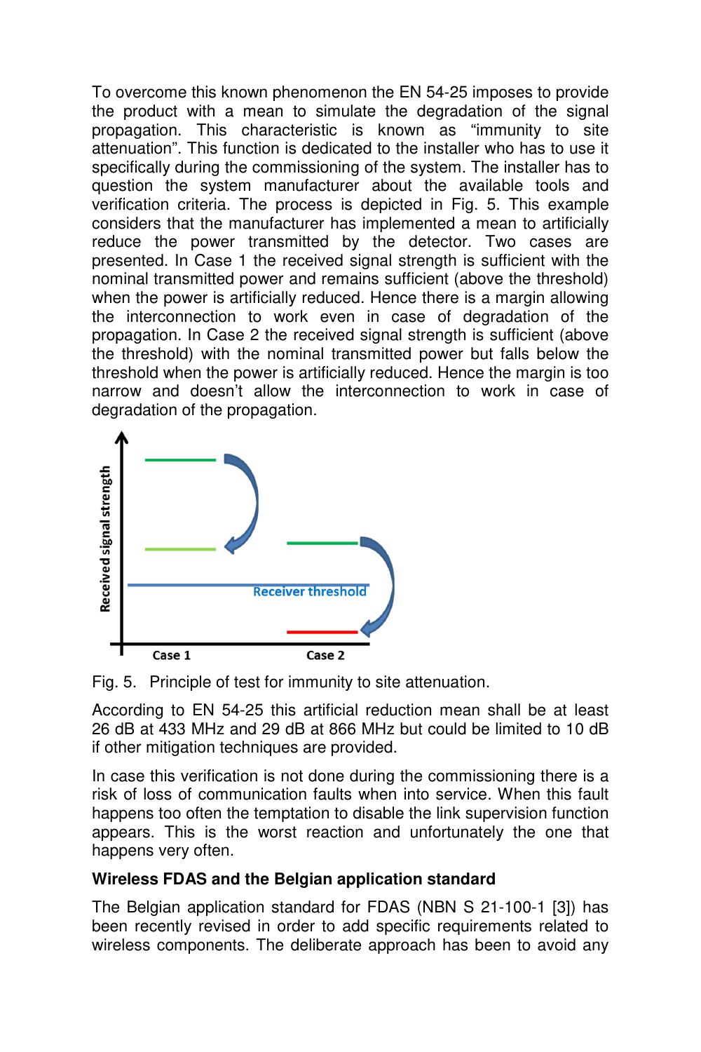To overcome this known phenomenon the EN 54-25 imposes to provide the product with a mean to simulate the degradation of the signal propagation. This characteristic is known as “immunity to site attenuation”. This function is dedicated to the installer who has to use it specifically during the commissioning of the system. The installer has to question the system manufacturer about the available tools and verification criteria. The process is depicted in Fig. 5. This example considers that the manufacturer has implemented a mean to artificially reduce the power transmitted by the detector. Two cases are presented. In Case 1 the received signal strength is sufficient with the nominal transmitted power and remains sufficient (above the threshold) when the power is artificially reduced. Hence there is a margin allowing the interconnection to work even in case of degradation of the propagation. In Case 2 the received signal strength is sufficient (above the threshold) with the nominal transmitted power but falls below the threshold when the power is artificially reduced. Hence the margin is too narrow and doesn’t allow the interconnection to work in case of degradation of the propagation.

Fig. 5. Principle of test for immunity to site attenuation.

According to EN 54-25 this artificial reduction mean shall be at least 26 dB at 433 MHz and 29 dB at 866 MHz but could be limited to 10 dB if other mitigation techniques are provided.

In case this verification is not done during the commissioning there is a risk of loss of communication faults when into service. When this fault happens too often the temptation to disable the link supervision function appears. This is the worst reaction and unfortunately the one that happens very often.

**Wireless FDAS and the Belgian application standard**

The Belgian application standard for FDAS (NBN S 21-100-1 [3]) has been recently revised in order to add specific requirements related to wireless components. The deliberate approach has been to avoid any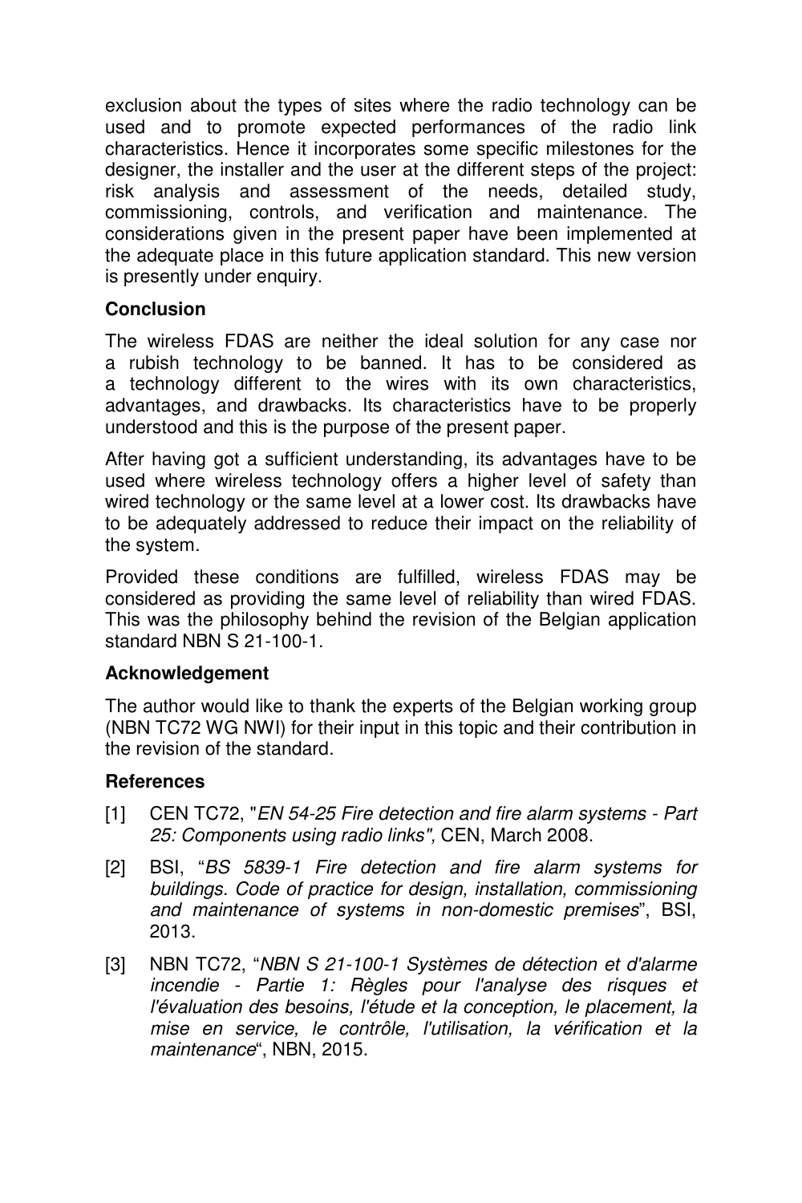exclusion about the types of sites where the radio technology can be used and to promote expected performances of the radio link characteristics. Hence it incorporates some specific milestones for the designer, the installer and the user at the different steps of the project: risk analysis and assessment of the needs, detailed study, commissioning, controls, and verification and maintenance. The considerations given in the present paper have been implemented at the adequate place in this future application standard. This new version is presently under enquiry.

## Conclusion

The wireless FDAS are neither the ideal solution for any case nor a rubish technology to be banned. It has to be considered as a technology different to the wires with its own characteristics, advantages, and drawbacks. Its characteristics have to be properly understood and this is the purpose of the present paper.

After having got a sufficient understanding, its advantages have to be used where wireless technology offers a higher level of safety than wired technology or the same level at a lower cost. Its drawbacks have to be adequately addressed to reduce their impact on the reliability of the system.

Provided these conditions are fulfilled, wireless FDAS may be considered as providing the same level of reliability than wired FDAS. This was the philosophy behind the revision of the Belgian application standard NBN S 21-100-1.

## Acknowledgement

The author would like to thank the experts of the Belgian working group (NBN TC72 WG NWI) for their input in this topic and their contribution in the revision of the standard.

## References

[1] CEN TC72, "*EN 54-25 Fire detection and fire alarm systems - Part 25: Components using radio links*", CEN, March 2008.

[2] BSI, "*BS 5839-1 Fire detection and fire alarm systems for buildings. Code of practice for design, installation, commissioning and maintenance of systems in non-domestic premises*", BSI, 2013.

[3] NBN TC72, "*NBN S 21-100-1 Systèmes de détection et d'alarme incendie - Partie 1: Règles pour l'analyse des risques et l'évaluation des besoins, l'étude et la conception, le placement, la mise en service, le contrôle, l'utilisation, la vérification et la maintenance*", NBN, 2015.